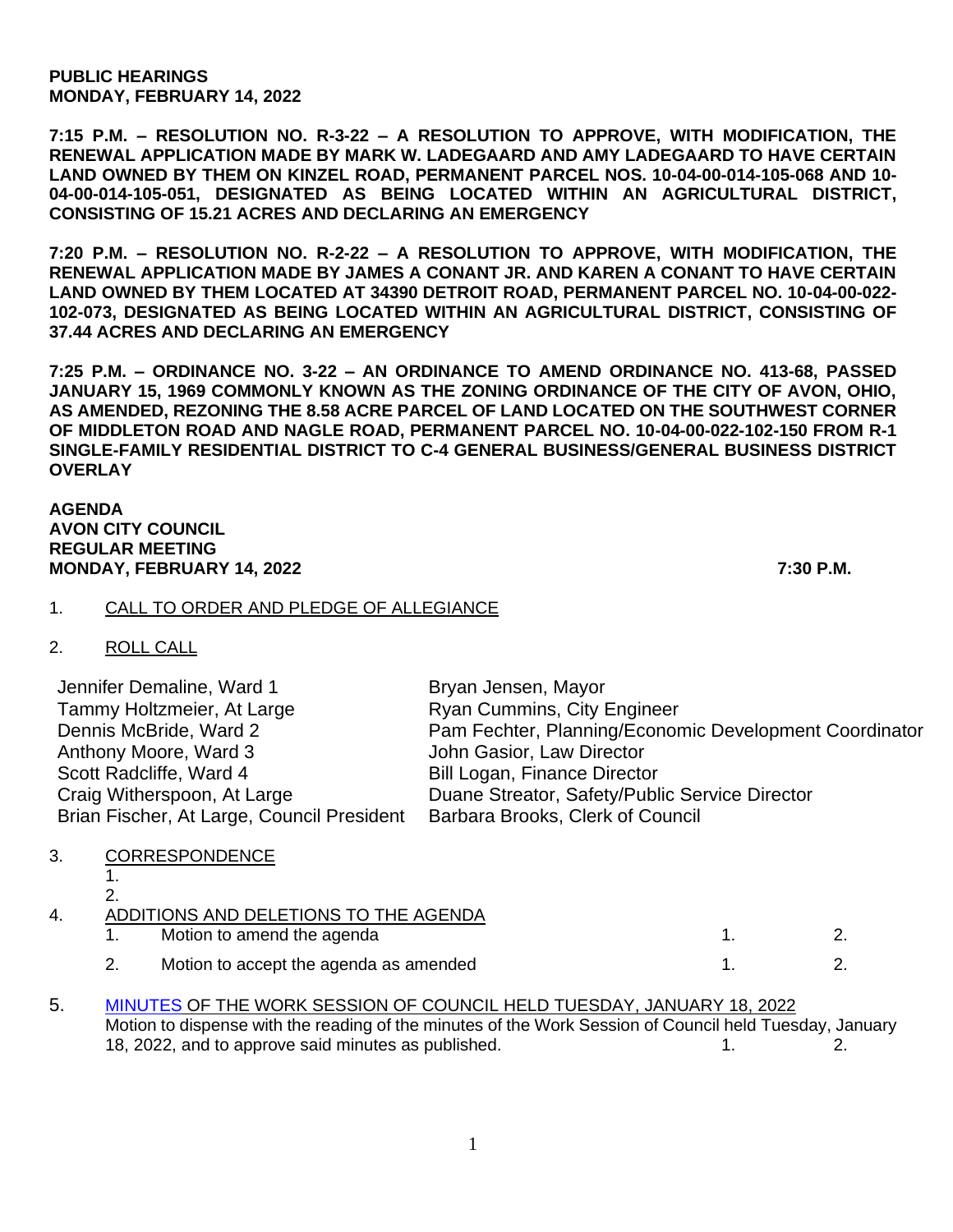**PUBLIC HEARINGS**
**MONDAY, FEBRUARY 14, 2022**

**7:15 P.M. – RESOLUTION NO. R-3-22 – A RESOLUTION TO APPROVE, WITH MODIFICATION, THE RENEWAL APPLICATION MADE BY MARK W. LADEGAARD AND AMY LADEGAARD TO HAVE CERTAIN LAND OWNED BY THEM ON KINZEL ROAD, PERMANENT PARCEL NOS. 10-04-00-014-105-068 AND 10-04-00-014-105-051, DESIGNATED AS BEING LOCATED WITHIN AN AGRICULTURAL DISTRICT, CONSISTING OF 15.21 ACRES AND DECLARING AN EMERGENCY**

**7:20 P.M. – RESOLUTION NO. R-2-22 – A RESOLUTION TO APPROVE, WITH MODIFICATION, THE RENEWAL APPLICATION MADE BY JAMES A CONANT JR. AND KAREN A CONANT TO HAVE CERTAIN LAND OWNED BY THEM LOCATED AT 34390 DETROIT ROAD, PERMANENT PARCEL NO. 10-04-00-022-102-073, DESIGNATED AS BEING LOCATED WITHIN AN AGRICULTURAL DISTRICT, CONSISTING OF 37.44 ACRES AND DECLARING AN EMERGENCY**

**7:25 P.M. – ORDINANCE NO. 3-22 – AN ORDINANCE TO AMEND ORDINANCE NO. 413-68, PASSED JANUARY 15, 1969 COMMONLY KNOWN AS THE ZONING ORDINANCE OF THE CITY OF AVON, OHIO, AS AMENDED, REZONING THE 8.58 ACRE PARCEL OF LAND LOCATED ON THE SOUTHWEST CORNER OF MIDDLETON ROAD AND NAGLE ROAD, PERMANENT PARCEL NO. 10-04-00-022-102-150 FROM R-1 SINGLE-FAMILY RESIDENTIAL DISTRICT TO C-4 GENERAL BUSINESS/GENERAL BUSINESS DISTRICT OVERLAY**

**AGENDA**
**AVON CITY COUNCIL**
**REGULAR MEETING**
**MONDAY, FEBRUARY 14, 2022** **7:30 P.M.**

1. CALL TO ORDER AND PLEDGE OF ALLEGIANCE

2. ROLL CALL

| | |
|---|---|
| Jennifer Demaline, Ward 1 | Bryan Jensen, Mayor |
| Tammy Holtzmeier, At Large | Ryan Cummins, City Engineer |
| Dennis McBride, Ward 2 | Pam Fechter, Planning/Economic Development Coordinator |
| Anthony Moore, Ward 3 | John Gasior, Law Director |
| Scott Radcliffe, Ward 4 | Bill Logan, Finance Director |
| Craig Witherspoon, At Large | Duane Streator, Safety/Public Service Director |
| Brian Fischer, At Large, Council President | Barbara Brooks, Clerk of Council |

3. CORRESPONDENCE
   1.
   2.

4. ADDITIONS AND DELETIONS TO THE AGENDA
   1. Motion to amend the agenda 1. 2.
   2. Motion to accept the agenda as amended 1. 2.

5. MINUTES OF THE WORK SESSION OF COUNCIL HELD TUESDAY, JANUARY 18, 2022
   Motion to dispense with the reading of the minutes of the Work Session of Council held Tuesday, January 18, 2022, and to approve said minutes as published. 1. 2.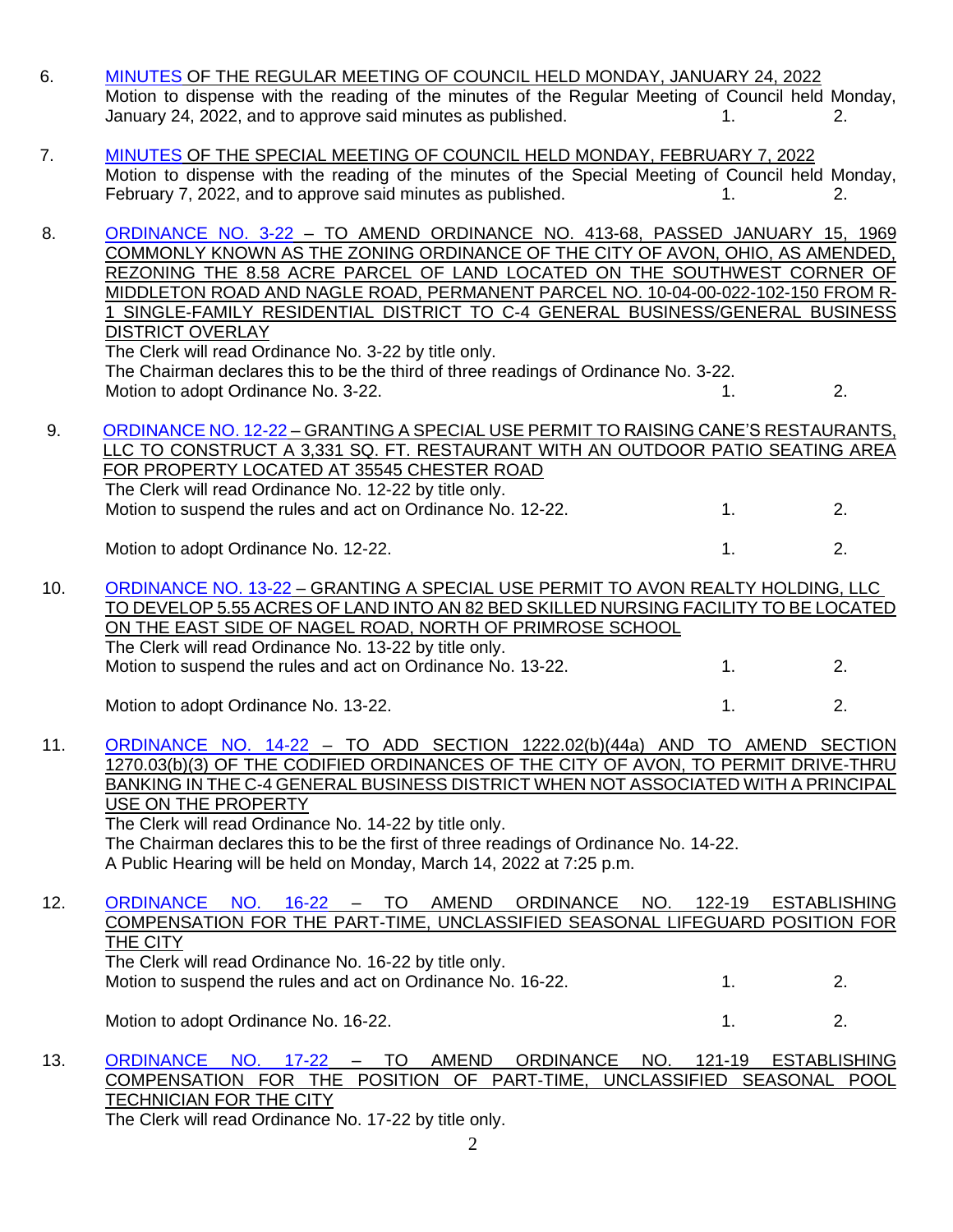6. MINUTES OF THE REGULAR MEETING OF COUNCIL HELD MONDAY, JANUARY 24, 2022
   Motion to dispense with the reading of the minutes of the Regular Meeting of Council held Monday, January 24, 2022, and to approve said minutes as published. 1. 2.

7. MINUTES OF THE SPECIAL MEETING OF COUNCIL HELD MONDAY, FEBRUARY 7, 2022
   Motion to dispense with the reading of the minutes of the Special Meeting of Council held Monday, February 7, 2022, and to approve said minutes as published. 1. 2.

8. ORDINANCE NO. 3-22 – TO AMEND ORDINANCE NO. 413-68, PASSED JANUARY 15, 1969 COMMONLY KNOWN AS THE ZONING ORDINANCE OF THE CITY OF AVON, OHIO, AS AMENDED, REZONING THE 8.58 ACRE PARCEL OF LAND LOCATED ON THE SOUTHWEST CORNER OF MIDDLETON ROAD AND NAGLE ROAD, PERMANENT PARCEL NO. 10-04-00-022-102-150 FROM R-1 SINGLE-FAMILY RESIDENTIAL DISTRICT TO C-4 GENERAL BUSINESS/GENERAL BUSINESS DISTRICT OVERLAY
   The Clerk will read Ordinance No. 3-22 by title only.
   The Chairman declares this to be the third of three readings of Ordinance No. 3-22.
   Motion to adopt Ordinance No. 3-22. 1. 2.

9. ORDINANCE NO. 12-22 – GRANTING A SPECIAL USE PERMIT TO RAISING CANE'S RESTAURANTS, LLC TO CONSTRUCT A 3,331 SQ. FT. RESTAURANT WITH AN OUTDOOR PATIO SEATING AREA FOR PROPERTY LOCATED AT 35545 CHESTER ROAD
   The Clerk will read Ordinance No. 12-22 by title only.
   Motion to suspend the rules and act on Ordinance No. 12-22. 1. 2.

   Motion to adopt Ordinance No. 12-22. 1. 2.

10. ORDINANCE NO. 13-22 – GRANTING A SPECIAL USE PERMIT TO AVON REALTY HOLDING, LLC TO DEVELOP 5.55 ACRES OF LAND INTO AN 82 BED SKILLED NURSING FACILITY TO BE LOCATED ON THE EAST SIDE OF NAGEL ROAD, NORTH OF PRIMROSE SCHOOL
    The Clerk will read Ordinance No. 13-22 by title only.
    Motion to suspend the rules and act on Ordinance No. 13-22. 1. 2.

    Motion to adopt Ordinance No. 13-22. 1. 2.

11. ORDINANCE NO. 14-22 – TO ADD SECTION 1222.02(b)(44a) AND TO AMEND SECTION 1270.03(b)(3) OF THE CODIFIED ORDINANCES OF THE CITY OF AVON, TO PERMIT DRIVE-THRU BANKING IN THE C-4 GENERAL BUSINESS DISTRICT WHEN NOT ASSOCIATED WITH A PRINCIPAL USE ON THE PROPERTY
    The Clerk will read Ordinance No. 14-22 by title only.
    The Chairman declares this to be the first of three readings of Ordinance No. 14-22.
    A Public Hearing will be held on Monday, March 14, 2022 at 7:25 p.m.

12. ORDINANCE NO. 16-22 – TO AMEND ORDINANCE NO. 122-19 ESTABLISHING COMPENSATION FOR THE PART-TIME, UNCLASSIFIED SEASONAL LIFEGUARD POSITION FOR THE CITY
    The Clerk will read Ordinance No. 16-22 by title only.
    Motion to suspend the rules and act on Ordinance No. 16-22. 1. 2.

    Motion to adopt Ordinance No. 16-22. 1. 2.

13. ORDINANCE NO. 17-22 – TO AMEND ORDINANCE NO. 121-19 ESTABLISHING COMPENSATION FOR THE POSITION OF PART-TIME, UNCLASSIFIED SEASONAL POOL TECHNICIAN FOR THE CITY
    The Clerk will read Ordinance No. 17-22 by title only.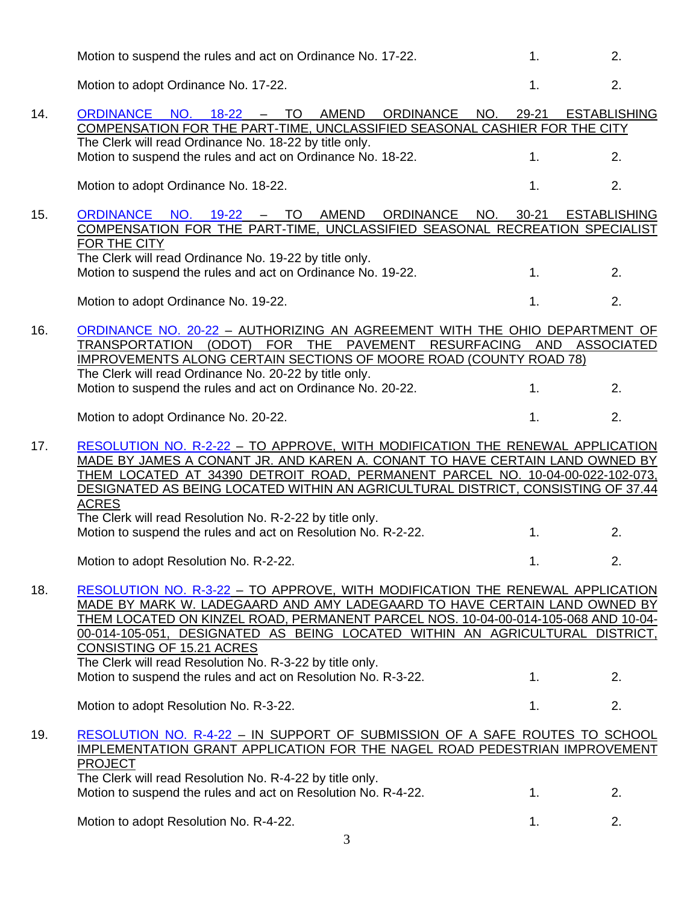Motion to suspend the rules and act on Ordinance No. 17-22. 1. 2.

Motion to adopt Ordinance No. 17-22. 1. 2.

14. ORDINANCE NO. 18-22 – TO AMEND ORDINANCE NO. 29-21 ESTABLISHING COMPENSATION FOR THE PART-TIME, UNCLASSIFIED SEASONAL CASHIER FOR THE CITY
The Clerk will read Ordinance No. 18-22 by title only.
Motion to suspend the rules and act on Ordinance No. 18-22. 1. 2.

Motion to adopt Ordinance No. 18-22. 1. 2.

15. ORDINANCE NO. 19-22 – TO AMEND ORDINANCE NO. 30-21 ESTABLISHING COMPENSATION FOR THE PART-TIME, UNCLASSIFIED SEASONAL RECREATION SPECIALIST FOR THE CITY
The Clerk will read Ordinance No. 19-22 by title only.
Motion to suspend the rules and act on Ordinance No. 19-22. 1. 2.

Motion to adopt Ordinance No. 19-22. 1. 2.

16. ORDINANCE NO. 20-22 – AUTHORIZING AN AGREEMENT WITH THE OHIO DEPARTMENT OF TRANSPORTATION (ODOT) FOR THE PAVEMENT RESURFACING AND ASSOCIATED IMPROVEMENTS ALONG CERTAIN SECTIONS OF MOORE ROAD (COUNTY ROAD 78)
The Clerk will read Ordinance No. 20-22 by title only.
Motion to suspend the rules and act on Ordinance No. 20-22. 1. 2.

Motion to adopt Ordinance No. 20-22. 1. 2.

17. RESOLUTION NO. R-2-22 – TO APPROVE, WITH MODIFICATION THE RENEWAL APPLICATION MADE BY JAMES A CONANT JR. AND KAREN A. CONANT TO HAVE CERTAIN LAND OWNED BY THEM LOCATED AT 34390 DETROIT ROAD, PERMANENT PARCEL NO. 10-04-00-022-102-073, DESIGNATED AS BEING LOCATED WITHIN AN AGRICULTURAL DISTRICT, CONSISTING OF 37.44 ACRES
The Clerk will read Resolution No. R-2-22 by title only.
Motion to suspend the rules and act on Resolution No. R-2-22. 1. 2.

Motion to adopt Resolution No. R-2-22. 1. 2.

18. RESOLUTION NO. R-3-22 – TO APPROVE, WITH MODIFICATION THE RENEWAL APPLICATION MADE BY MARK W. LADEGAARD AND AMY LADEGAARD TO HAVE CERTAIN LAND OWNED BY THEM LOCATED ON KINZEL ROAD, PERMANENT PARCEL NOS. 10-04-00-014-105-068 AND 10-04-00-014-105-051, DESIGNATED AS BEING LOCATED WITHIN AN AGRICULTURAL DISTRICT, CONSISTING OF 15.21 ACRES
The Clerk will read Resolution No. R-3-22 by title only.
Motion to suspend the rules and act on Resolution No. R-3-22. 1. 2.

Motion to adopt Resolution No. R-3-22. 1. 2.

19. RESOLUTION NO. R-4-22 – IN SUPPORT OF SUBMISSION OF A SAFE ROUTES TO SCHOOL IMPLEMENTATION GRANT APPLICATION FOR THE NAGEL ROAD PEDESTRIAN IMPROVEMENT PROJECT
The Clerk will read Resolution No. R-4-22 by title only.
Motion to suspend the rules and act on Resolution No. R-4-22. 1. 2.

Motion to adopt Resolution No. R-4-22. 1. 2.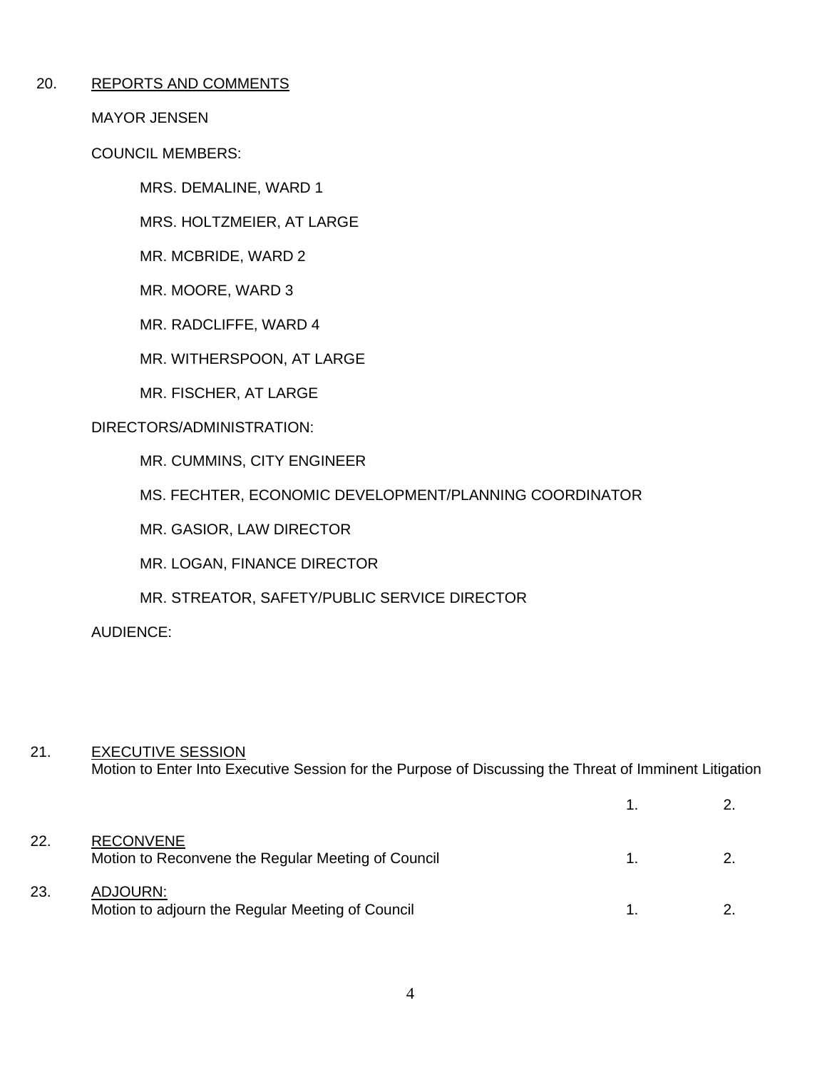20. <u>REPORTS AND COMMENTS</u>

MAYOR JENSEN

COUNCIL MEMBERS:

MRS. DEMALINE, WARD 1

MRS. HOLTZMEIER, AT LARGE

MR. MCBRIDE, WARD 2

MR. MOORE, WARD 3

MR. RADCLIFFE, WARD 4

MR. WITHERSPOON, AT LARGE

MR. FISCHER, AT LARGE

DIRECTORS/ADMINISTRATION:

MR. CUMMINS, CITY ENGINEER

MS. FECHTER, ECONOMIC DEVELOPMENT/PLANNING COORDINATOR

MR. GASIOR, LAW DIRECTOR

MR. LOGAN, FINANCE DIRECTOR

MR. STREATOR, SAFETY/PUBLIC SERVICE DIRECTOR

AUDIENCE:

21. <u>EXECUTIVE SESSION</u>
Motion to Enter Into Executive Session for the Purpose of Discussing the Threat of Imminent Litigation

1. 2.

22. <u>RECONVENE</u>
Motion to Reconvene the Regular Meeting of Council 1. 2.

23. <u>ADJOURN:</u>
Motion to adjourn the Regular Meeting of Council 1. 2.